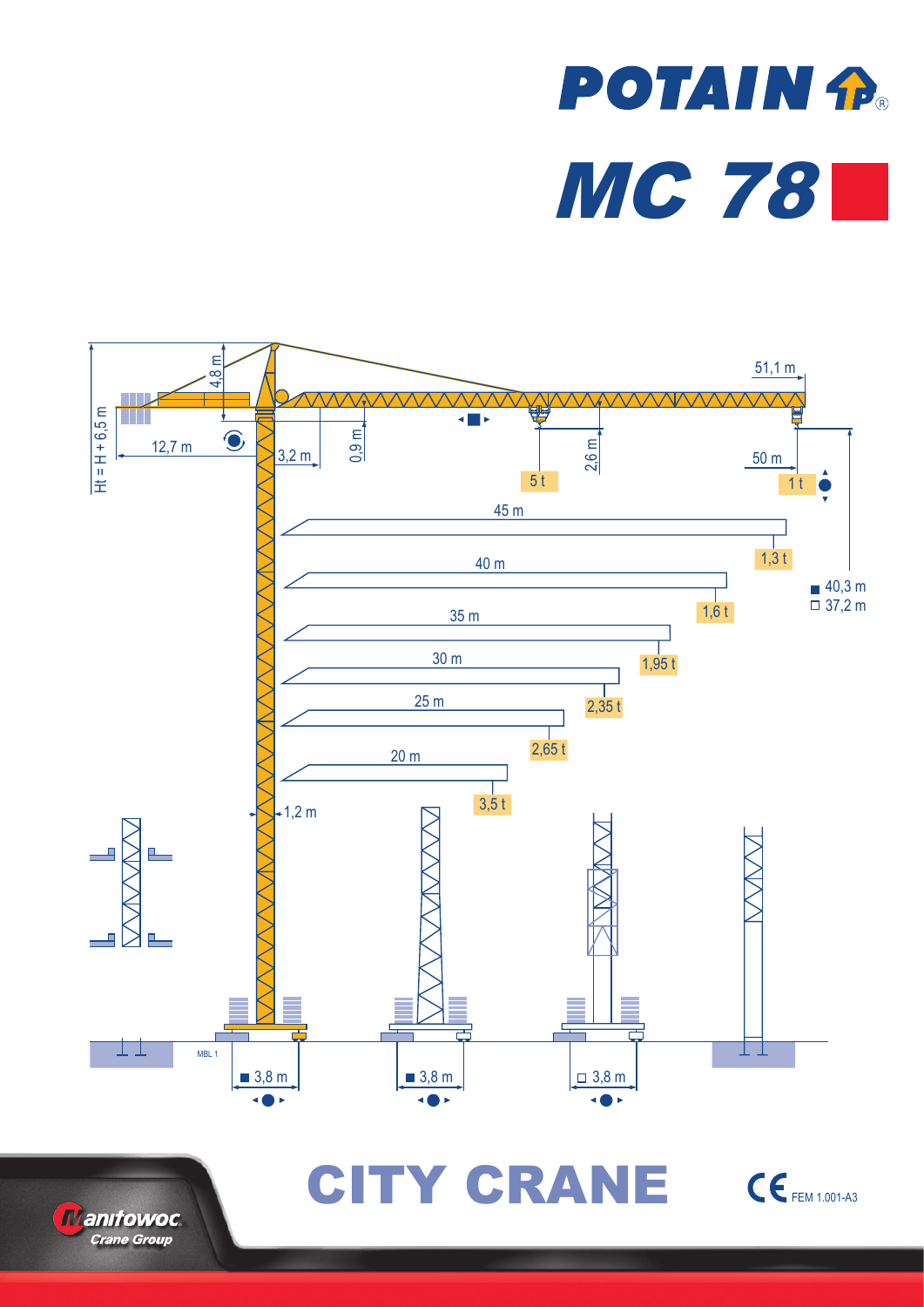# POTAIN

# MC 78

51,1 m

4,8 m

Ht = H + 6,5 m

12,7 m

3,2 m

0,9 m

2,6 m

5 t

50 m

1 t

45 m

1,3 t

40 m

1,6 t

40,3 m

37,2 m

35 m

1,95 t

30 m

2,35 t

25 m

2,65 t

20 m

3,5 t

1,2 m

MBL 1

3,8 m

3,8 m

3,8 m

# CITY CRANE

CE FEM 1.001-A3

Manitowoc Crane Group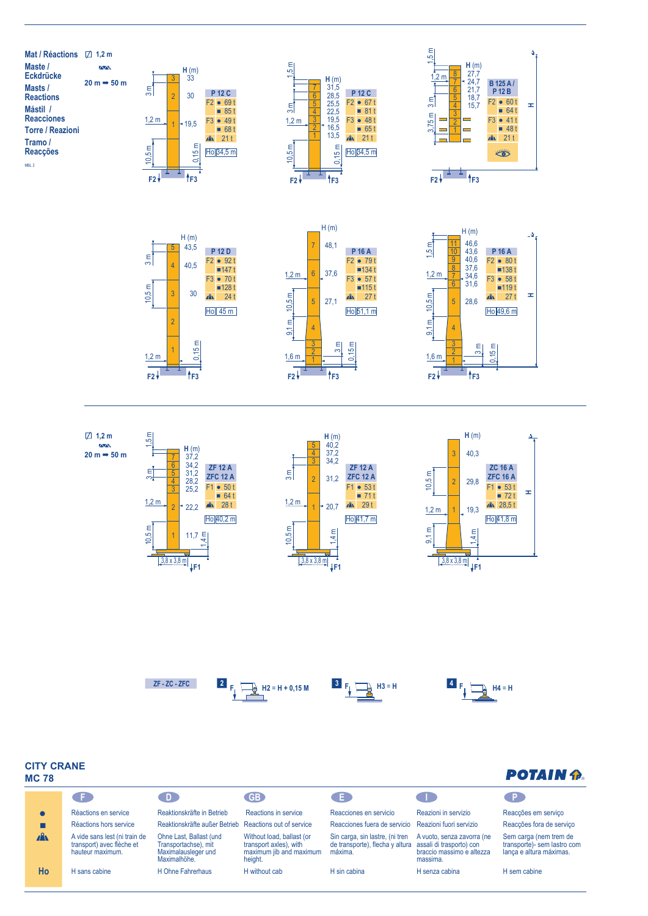**Mat / Réactions**
**Maste / Eckdrücke**
**Masts / Reactions**
**Mástil / Reacciones**
**Torre / Reazioni**
**Tramo / Reacções**

MBL 2

◫ 1,2 m

20 m ➡ 50 m

| Mast | F2 ● | F2 ■ | F3 ● | F3 ■ | ▲ | Ho |
|---|---|---|---|---|---|---|
| P 12 C (H: 33 / 30 / 19,5) | 69 t | 85 t | 49 t | 68 t | 21 t | 34,5 m |
| P 12 C (H: 31,5 / 28,5 / 25,5 / 22,5 / 19,5 / 16,5 / 13,5) | 67 t | 81 t | 48 t | 65 t | 21 t | 34,5 m |
| B 125 A / P 12 B (H: 27,7 / 24,7 / 21,7 / 18,7 / 15,7) | 60 t | 64 t | 41 t | 48 t | 21 t | |
| P 12 D (H: 43,5 / 40,5 / 30) | 92 t | 147 t | 70 t | 128 t | 24 t | 45 m |
| P 16 A (H: 48,1 / 37,6 / 27,1) | 79 t | 134 t | 57 t | 115 t | 27 t | 51,1 m |
| P 16 A (H: 46,6 / 43,6 / 40,6 / 37,6 / 34,6 / 31,6 / 28,6) | 80 t | 138 t | 58 t | 119 t | 27 t | 49,6 m |

◫ 1,2 m

20 m ➡ 50 m

| Mast | F1 ● | F1 ■ | ▲ | Ho |
|---|---|---|---|---|
| ZF 12 A / ZFC 12 A (H: 37,2 / 34,2 / 31,2 / 28,2 / 25,2 / 22,2 / 11,7) | 50 t | 64 t | 28 t | 40,2 m |
| ZF 12 A / ZFC 12 A (H: 40,2 / 37,2 / 34,2 / 31,2 / 20,7) | 53 t | 71 t | 29 t | 41,7 m |
| ZC 16 A / ZFC 16 A (H: 40,3 / 29,8 / 19,3) | 53 t | 72 t | 28,5 t | 41,8 m |

3,8 x 3,8 m

ZF - ZC - ZFC

2 — H2 = H + 0,15 M

3 — H3 = H

4 — H4 = H

**CITY CRANE**
**MC 78**

POTAIN

| | F | D | GB | E | I | P |
|---|---|---|---|---|---|---|
| ● | Réactions en service | Reaktionskräfte in Betrieb | Reactions in service | Reacciones en servicio | Reazioni in servizio | Reacções em serviço |
| ■ | Réactions hors service | Reaktionskräfte außer Betrieb | Reactions out of service | Reacciones fuera de servicio | Reazioni fuori servizio | Reacções fora de serviço |
| ▲ | A vide sans lest (ni train de transport) avec flèche et hauteur maximum. | Ohne Last, Ballast (und Transportachse), mit Maximalausleger und Maximalhöhe. | Without load, ballast (or transport axles), with maximum jib and maximum height. | Sin carga, sin lastre, (ni tren de transporte), flecha y altura máxima. | A vuoto, senza zavorra (ne assali di trasporto) con braccio massimo e altezza massima. | Sem carga (nem trem de transporte)- sem lastro com lança e altura máximas. |
| Ho | H sans cabine | H Ohne Fahrerhaus | H without cab | H sin cabina | H senza cabina | H sem cabine |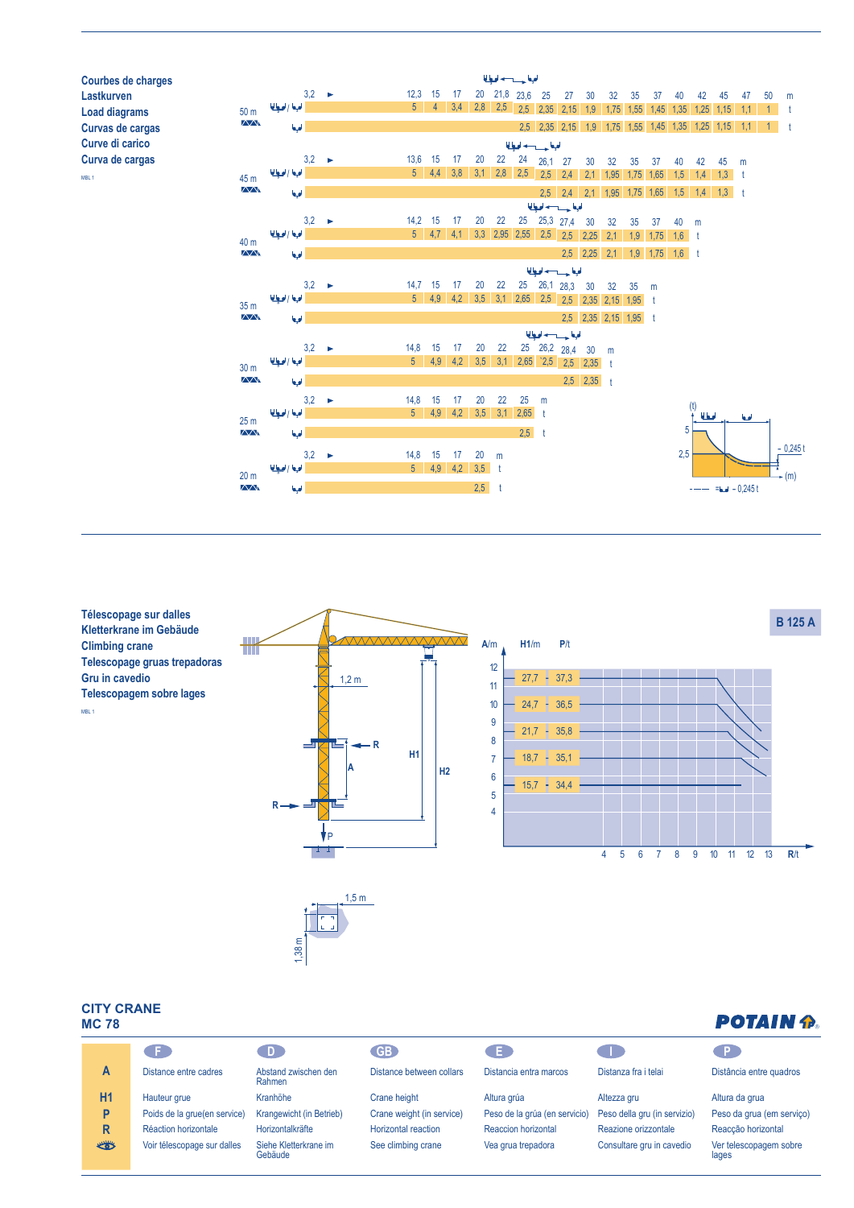## Courbes de charges
## Lastkurven
## Load diagrams
## Curvas de cargas
## Curve di carico
## Curva de cargas

MBL 1

**50 m**

| m | 3,2 | 12,3 | 15 | 17 | 20 | 21,8 | 23,6 | 25 | 27 | 30 | 32 | 35 | 37 | 40 | 42 | 45 | 47 | 50 |
|---|---|---|---|---|---|---|---|---|---|---|---|---|---|---|---|---|---|---|
| t (4 brins / 2 brins) | | 5 | 4 | 3,4 | 2,8 | 2,5 | 2,5 | 2,35 | 2,15 | 1,9 | 1,75 | 1,55 | 1,45 | 1,35 | 1,25 | 1,15 | 1,1 | 1 |
| t (2 brins) | | | | | | | 2,5 | 2,35 | 2,15 | 1,9 | 1,75 | 1,55 | 1,45 | 1,35 | 1,25 | 1,15 | 1,1 | 1 |

**45 m**

| m | 3,2 | 13,6 | 15 | 17 | 20 | 22 | 24 | 26,1 | 27 | 30 | 32 | 35 | 37 | 40 | 42 | 45 |
|---|---|---|---|---|---|---|---|---|---|---|---|---|---|---|---|---|
| t (4 brins / 2 brins) | | 5 | 4,4 | 3,8 | 3,1 | 2,8 | 2,5 | 2,5 | 2,4 | 2,1 | 1,95 | 1,75 | 1,65 | 1,5 | 1,4 | 1,3 |
| t (2 brins) | | | | | | | | 2,5 | 2,4 | 2,1 | 1,95 | 1,75 | 1,65 | 1,5 | 1,4 | 1,3 |

**40 m**

| m | 3,2 | 14,2 | 15 | 17 | 20 | 22 | 25 | 25,3 | 27,4 | 30 | 32 | 35 | 37 | 40 |
|---|---|---|---|---|---|---|---|---|---|---|---|---|---|---|
| t (4 brins / 2 brins) | | 5 | 4,7 | 4,1 | 3,3 | 2,95 | 2,55 | 2,5 | 2,5 | 2,25 | 2,1 | 1,9 | 1,75 | 1,6 |
| t (2 brins) | | | | | | | | | 2,5 | 2,25 | 2,1 | 1,9 | 1,75 | 1,6 |

**35 m**

| m | 3,2 | 14,7 | 15 | 17 | 20 | 22 | 25 | 26,1 | 28,3 | 30 | 32 | 35 |
|---|---|---|---|---|---|---|---|---|---|---|---|---|
| t (4 brins / 2 brins) | | 5 | 4,9 | 4,2 | 3,5 | 3,1 | 2,65 | 2,5 | 2,5 | 2,35 | 2,15 | 1,95 |
| t (2 brins) | | | | | | | | | 2,5 | 2,35 | 2,15 | 1,95 |

**30 m**

| m | 3,2 | 14,8 | 15 | 17 | 20 | 22 | 25 | 26,2 | 28,4 | 30 |
|---|---|---|---|---|---|---|---|---|---|---|
| t (4 brins / 2 brins) | | 5 | 4,9 | 4,2 | 3,5 | 3,1 | 2,65 | 2,5 | 2,5 | 2,35 |
| t (2 brins) | | | | | | | | | 2,5 | 2,35 |

**25 m**

| m | 3,2 | 14,8 | 15 | 17 | 20 | 22 | 25 |
|---|---|---|---|---|---|---|---|
| t (4 brins / 2 brins) | | 5 | 4,9 | 4,2 | 3,5 | 3,1 | 2,65 |
| t (2 brins) | | | | | | | 2,5 |

**20 m**

| m | 3,2 | 14,8 | 15 | 17 | 20 |
|---|---|---|---|---|---|
| t (4 brins / 2 brins) | | 5 | 4,9 | 4,2 | 3,5 |
| t (2 brins) | | | | | 2,5 |

(t) 5 – 2,5 – 0,245 t – (m) – = 0,245 t

## Télescopage sur dalles
## Kletterkrane im Gebäude
## Climbing crane
## Telescopage gruas trepadoras
## Gru in cavedio
## Telescopagem sobre lages

MBL 1

1,2 m — R — A — H1 — H2 — P — 1,5 m — 1,38 m

**B 125 A**

| A/m | H1/m | P/t |
|---|---|---|
| 12 | 27,7 | 37,3 |
| 11 | 24,7 | 36,5 |
| 10 | 21,7 | 35,8 |
| 9 | 18,7 | 35,1 |
| 8 | 15,7 | 34,4 |

R/t: 4 5 6 7 8 9 10 11 12 13

**CITY CRANE**
**MC 78**

POTAIN

| | F | D | GB | E | I | P |
|---|---|---|---|---|---|---|
| A | Distance entre cadres | Abstand zwischen den Rahmen | Distance between collars | Distancia entra marcos | Distanza fra i telai | Distância entre quadros |
| H1 | Hauteur grue | Kranhöhe | Crane height | Altura grúa | Altezza gru | Altura da grua |
| P | Poids de la grue(en service) | Krangewicht (in Betrieb) | Crane weight (in service) | Peso de la grúa (en servicio) | Peso della gru (in servizio) | Peso da grua (em serviço) |
| R | Réaction horizontale | Horizontalkräfte | Horizontal reaction | Reaccion horizontal | Reazione orizzontale | Reacção horizontal |
| (voir) | Voir télescopage sur dalles | Siehe Kletterkrane im Gebäude | See climbing crane | Vea grua trepadora | Consultare gru in cavedio | Ver telescopagem sobre lages |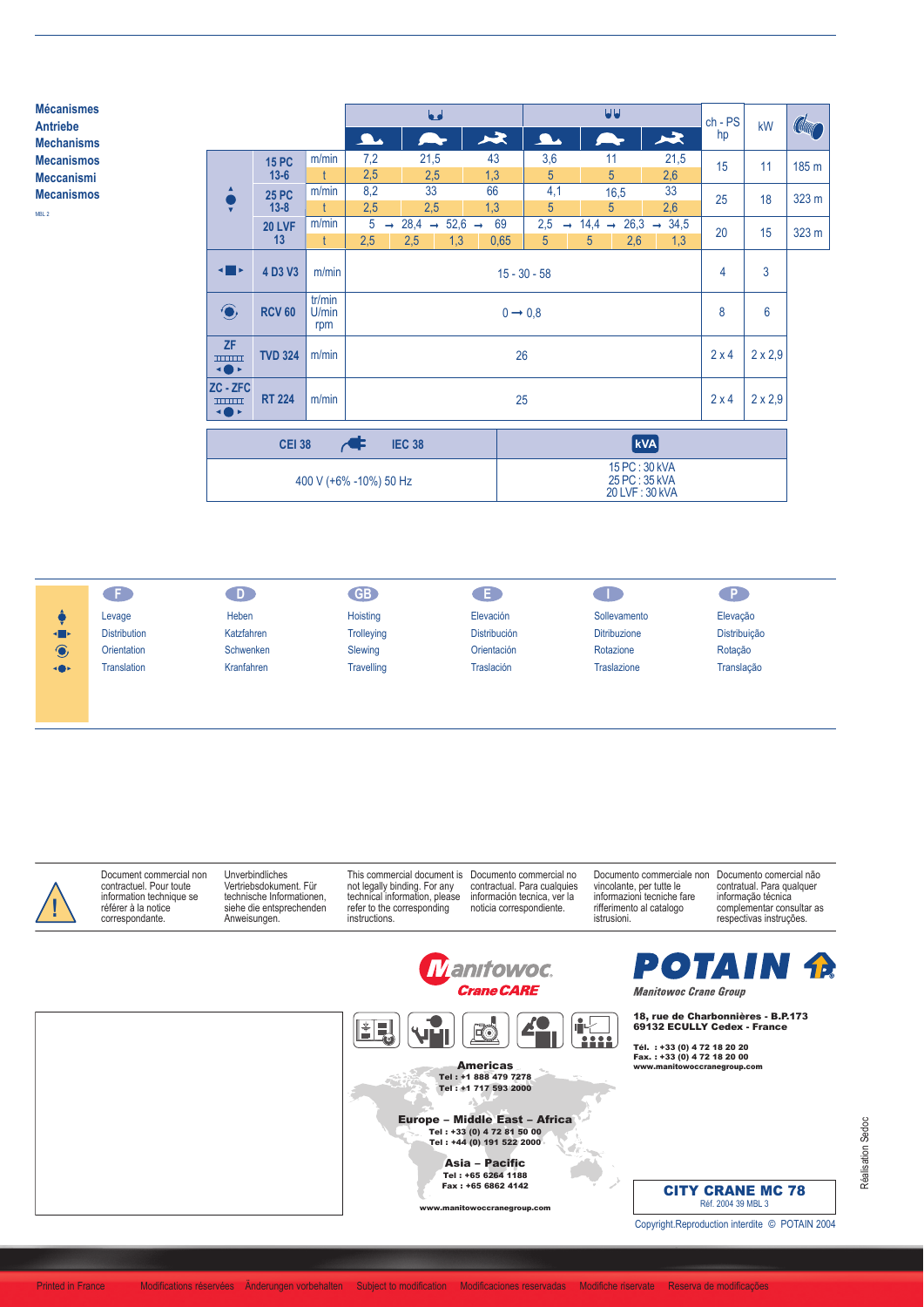**Mécanismes**
**Antriebe**
**Mechanisms**
**Mecanismos**
**Meccanismi**
**Mecanismos**

MBL 2

| | | | | | | | | | ch - PS hp | kW | |
|---|---|---|---|---|---|---|---|---|---|---|---|
| Levage | 15 PC 13-6 | m/min | 7,2 | 21,5 | 43 | 3,6 | 11 | 21,5 | 15 | 11 | 185 m |
| | | t | 2,5 | 2,5 | 1,3 | 5 | 5 | 2,6 | | | |
| | 25 PC 13-8 | m/min | 8,2 | 33 | 66 | 4,1 | 16,5 | 33 | 25 | 18 | 323 m |
| | | t | 2,5 | 2,5 | 1,3 | 5 | 5 | 2,6 | | | |
| | 20 LVF 13 | m/min | 5 → 28,4 | → 52,6 | → 69 | 2,5 → 14,4 | → 26,3 | → 34,5 | 20 | 15 | 323 m |
| | | t | 2,5 | 2,5 / 1,3 | 0,65 | 5 | 5 / 2,6 | 1,3 | | | |
| Distribution | 4 D3 V3 | m/min | 15 - 30 - 58 | | | | | | 4 | 3 | |
| Orientation | RCV 60 | tr/min U/min rpm | 0 → 0,8 | | | | | | 8 | 6 | |
| ZF | TVD 324 | m/min | 26 | | | | | | 2 x 4 | 2 x 2,9 | |
| ZC - ZFC | RT 224 | m/min | 25 | | | | | | 2 x 4 | 2 x 2,9 | |

| CEI 38 IEC 38 | kVA |
|---|---|
| 400 V (+6% -10%) 50 Hz | 15 PC : 30 kVA<br>25 PC : 35 kVA<br>20 LVF : 30 kVA |

| F | D | GB | E | I | P |
|---|---|---|---|---|---|
| Levage | Heben | Hoisting | Elevación | Sollevamento | Elevação |
| Distribution | Katzfahren | Trolleying | Distribución | Ditribuzione | Distribuição |
| Orientation | Schwenken | Slewing | Orientación | Rotazione | Rotação |
| Translation | Kranfahren | Travelling | Traslación | Traslazione | Translação |

Document commercial non contractuel. Pour toute information technique se référer à la notice correspondante.

Unverbindliches Vertriebsdokument. Für technische Informationen, siehe die entsprechenden Anweisungen.

This commercial document is not legally binding. For any technical information, please refer to the corresponding instructions.

Documento commercial no contractual. Para cualquies información tecnica, ver la noticia correspondiente.

Documento commerciale non vincolante, per tutte le informazioni tecniche fare rifferimento al catalogo istrusioni.

Documento comercial não contratual. Para qualquer informação técnica complementar consultar as respectivas instruções.

**Manitowoc Crane CARE**

**Americas**
Tel : +1 888 479 7278
Tel : +1 717 593 2000

**Europe – Middle East – Africa**
Tel : +33 (0) 4 72 81 50 00
Tel : +44 (0) 191 522 2000

**Asia – Pacific**
Tel : +65 6264 1188
Fax : +65 6862 4142

www.manitowoccranegroup.com

**POTAIN**
*Manitowoc Crane Group*

18, rue de Charbonnières - B.P.173
69132 ECULLY Cedex - France

Tél. : +33 (0) 4 72 18 20 20
Fax. : +33 (0) 4 72 18 20 00
www.manitowoccranegroup.com

**CITY CRANE MC 78**
Réf. 2004 39 MBL 3

Copyright.Reproduction interdite © POTAIN 2004

Réalisation Sedoc

Printed in France Modifications réservées Änderungen vorbehalten Subject to modification Modificaciones reservadas Modifiche riservate Reserva de modificações